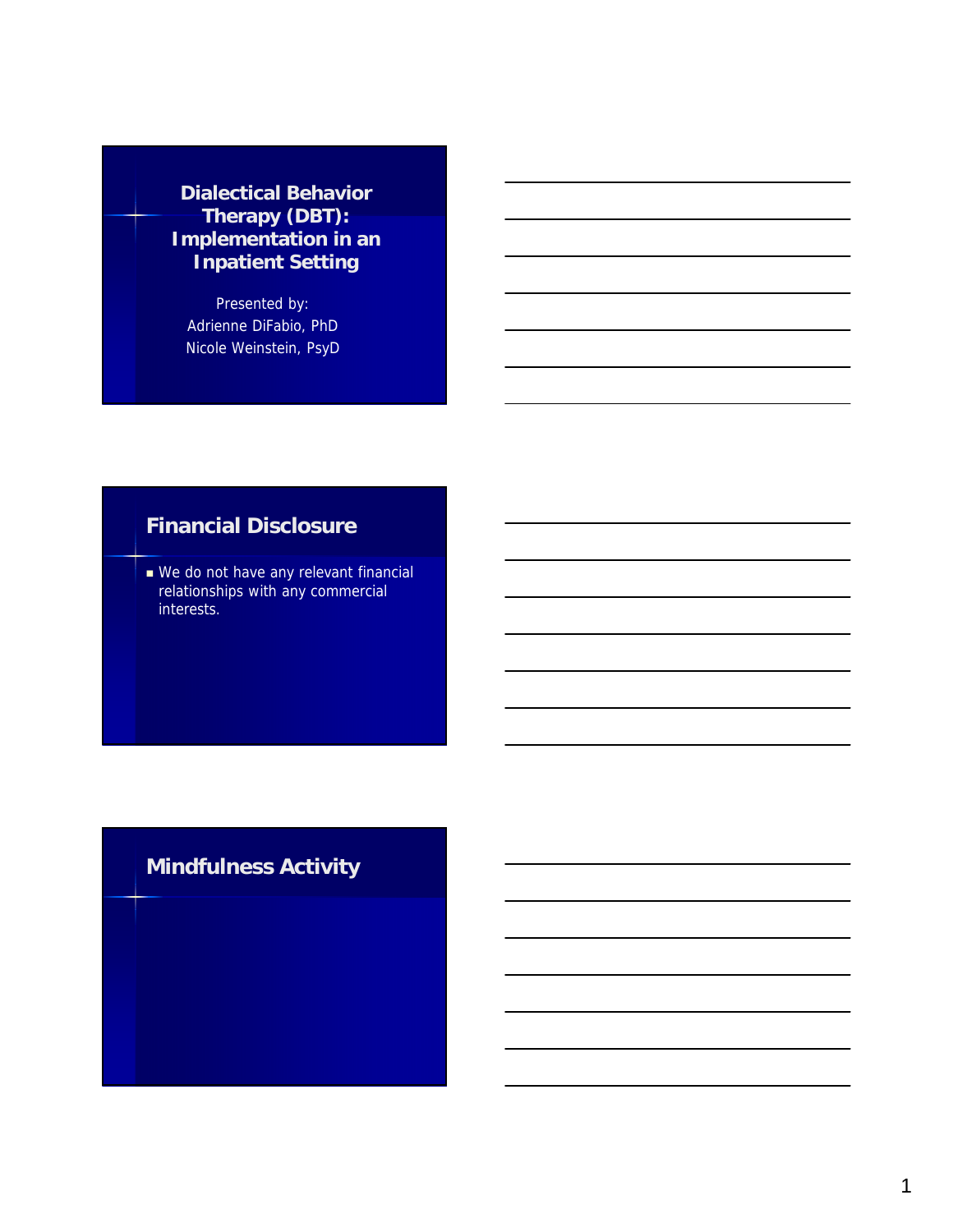# Dialectical Behavior Therapy (DBT): Implementation in an Inpatient Setting

Presented by:
Adrienne DiFabio, PhD
Nicole Weinstein, PsyD

## Financial Disclosure

- We do not have any relevant financial relationships with any commercial interests.

## Mindfulness Activity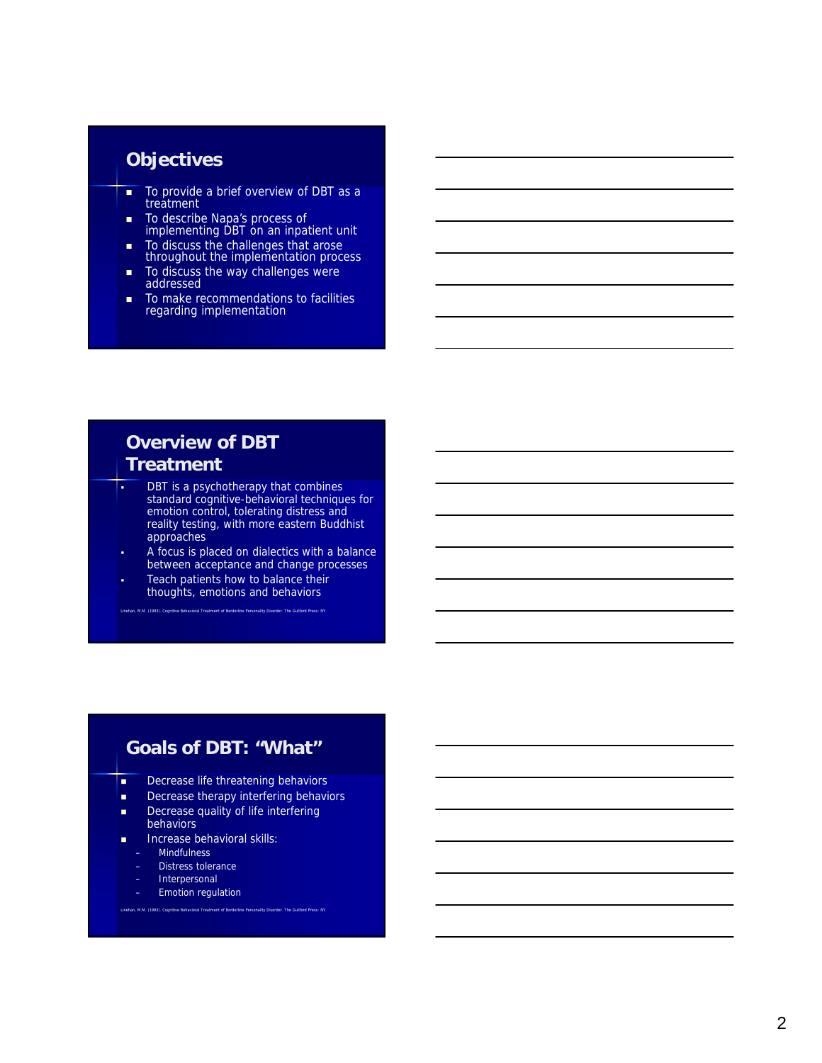## Objectives

- To provide a brief overview of DBT as a treatment
- To describe Napa's process of implementing DBT on an inpatient unit
- To discuss the challenges that arose throughout the implementation process
- To discuss the way challenges were addressed
- To make recommendations to facilities regarding implementation

## Overview of DBT Treatment

- DBT is a psychotherapy that combines standard cognitive-behavioral techniques for emotion control, tolerating distress and reality testing, with more eastern Buddhist approaches
- A focus is placed on dialectics with a balance between acceptance and change processes
- Teach patients how to balance their thoughts, emotions and behaviors

Linehan, M.M. (1993). Cognitive Behavioral Treatment of Borderline Personality Disorder. The Guilford Press: NY.

## Goals of DBT: "What"

- Decrease life threatening behaviors
- Decrease therapy interfering behaviors
- Decrease quality of life interfering behaviors
- Increase behavioral skills:
  - Mindfulness
  - Distress tolerance
  - Interpersonal
  - Emotion regulation

Linehan, M.M. (1993). Cognitive Behavioral Treatment of Borderline Personality Disorder. The Guilford Press: NY.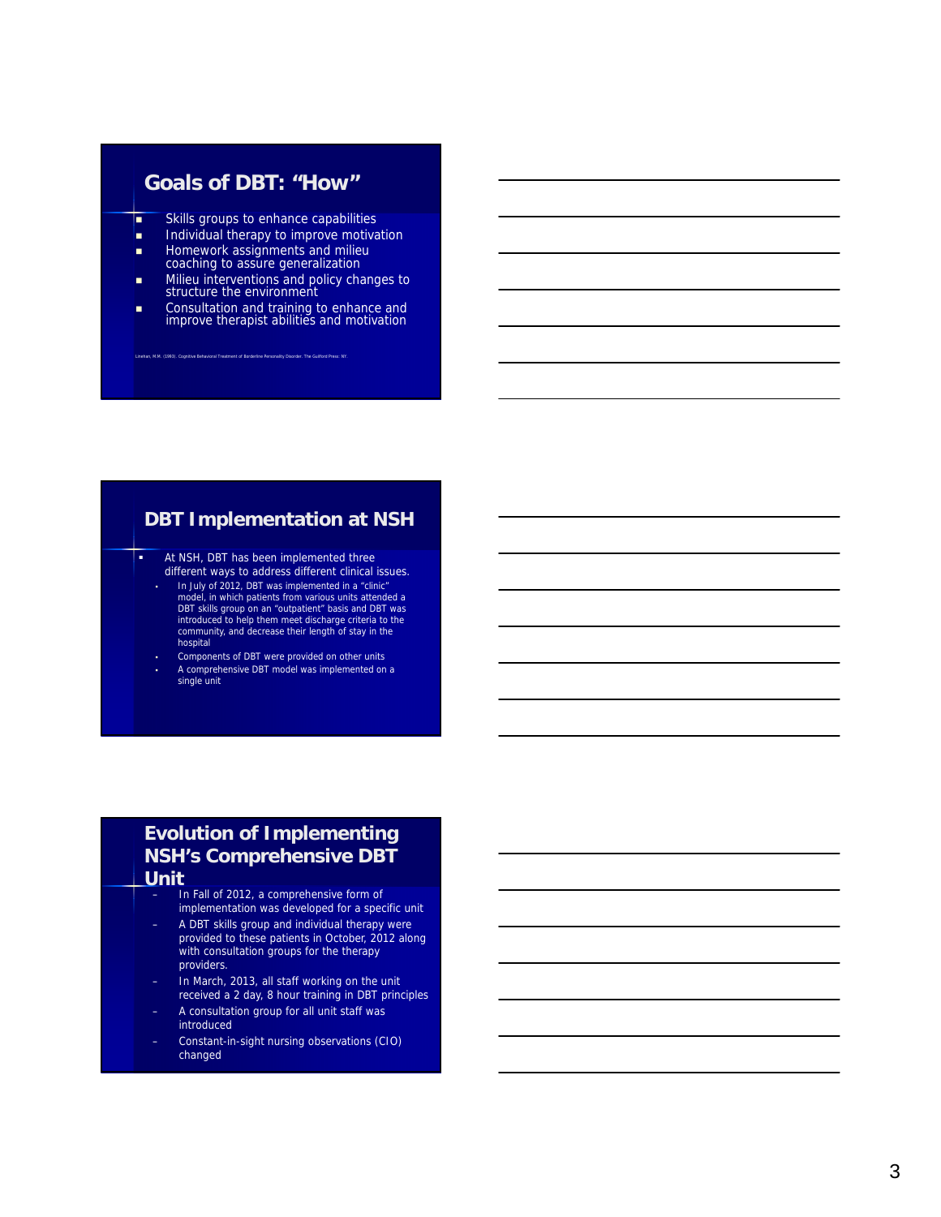## Goals of DBT: "How"

- Skills groups to enhance capabilities
- Individual therapy to improve motivation
- Homework assignments and milieu coaching to assure generalization
- Milieu interventions and policy changes to structure the environment
- Consultation and training to enhance and improve therapist abilities and motivation

Linehan, M.M. (1993). Cognitive Behavioral Treatment of Borderline Personality Disorder. The Guilford Press: NY.

## DBT Implementation at NSH

- At NSH, DBT has been implemented three different ways to address different clinical issues.
  - In July of 2012, DBT was implemented in a "clinic" model, in which patients from various units attended a DBT skills group on an "outpatient" basis and DBT was introduced to help them meet discharge criteria to the community, and decrease their length of stay in the hospital
  - Components of DBT were provided on other units
  - A comprehensive DBT model was implemented on a single unit

## Evolution of Implementing NSH's Comprehensive DBT Unit

- In Fall of 2012, a comprehensive form of implementation was developed for a specific unit
- A DBT skills group and individual therapy were provided to these patients in October, 2012 along with consultation groups for the therapy providers.
- In March, 2013, all staff working on the unit received a 2 day, 8 hour training in DBT principles
- A consultation group for all unit staff was introduced
- Constant-in-sight nursing observations (CIO) changed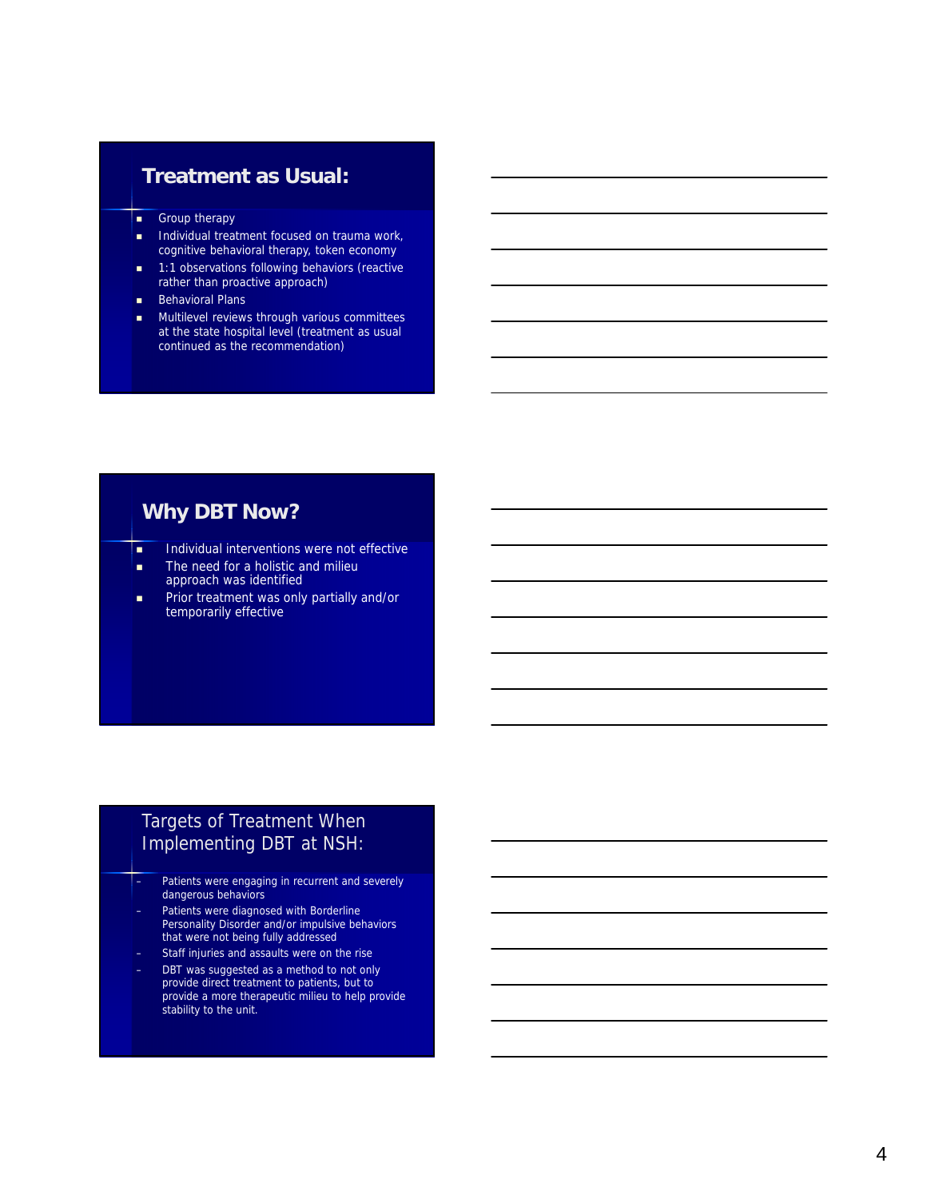## Treatment as Usual:

- Group therapy
- Individual treatment focused on trauma work, cognitive behavioral therapy, token economy
- 1:1 observations following behaviors (reactive rather than proactive approach)
- Behavioral Plans
- Multilevel reviews through various committees at the state hospital level (treatment as usual continued as the recommendation)

## Why DBT Now?

- Individual interventions were not effective
- The need for a holistic and milieu approach was identified
- Prior treatment was only partially and/or temporarily effective

## Targets of Treatment When Implementing DBT at NSH:

- Patients were engaging in recurrent and severely dangerous behaviors
- Patients were diagnosed with Borderline Personality Disorder and/or impulsive behaviors that were not being fully addressed
- Staff injuries and assaults were on the rise
- DBT was suggested as a method to not only provide direct treatment to patients, but to provide a more therapeutic milieu to help provide stability to the unit.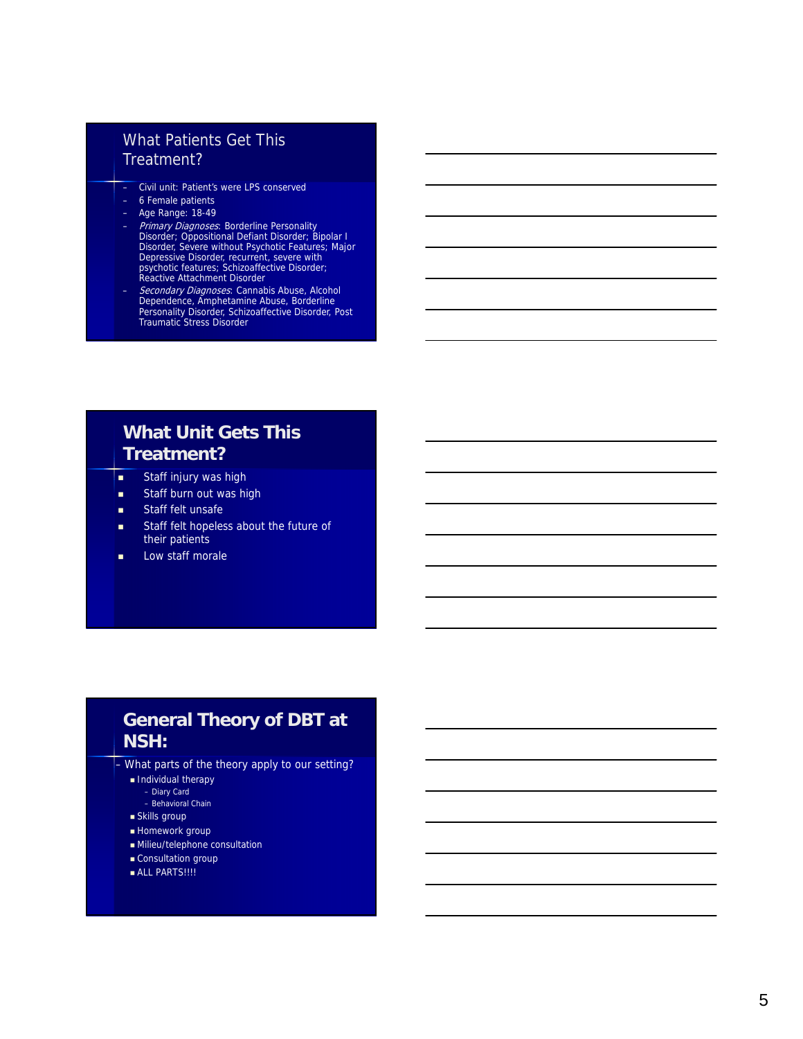## What Patients Get This Treatment?

- Civil unit: Patient's were LPS conserved
- 6 Female patients
- Age Range: 18-49
- *Primary Diagnoses*: Borderline Personality Disorder; Oppositional Defiant Disorder; Bipolar I Disorder, Severe without Psychotic Features; Major Depressive Disorder, recurrent, severe with psychotic features; Schizoaffective Disorder; Reactive Attachment Disorder
- *Secondary Diagnoses*: Cannabis Abuse, Alcohol Dependence, Amphetamine Abuse, Borderline Personality Disorder, Schizoaffective Disorder, Post Traumatic Stress Disorder

## What Unit Gets This Treatment?

- Staff injury was high
- Staff burn out was high
- Staff felt unsafe
- Staff felt hopeless about the future of their patients
- Low staff morale

## General Theory of DBT at NSH:

- What parts of the theory apply to our setting?
  - Individual therapy
    - Diary Card
    - Behavioral Chain
  - Skills group
  - Homework group
  - Milieu/telephone consultation
  - Consultation group
  - ALL PARTS!!!!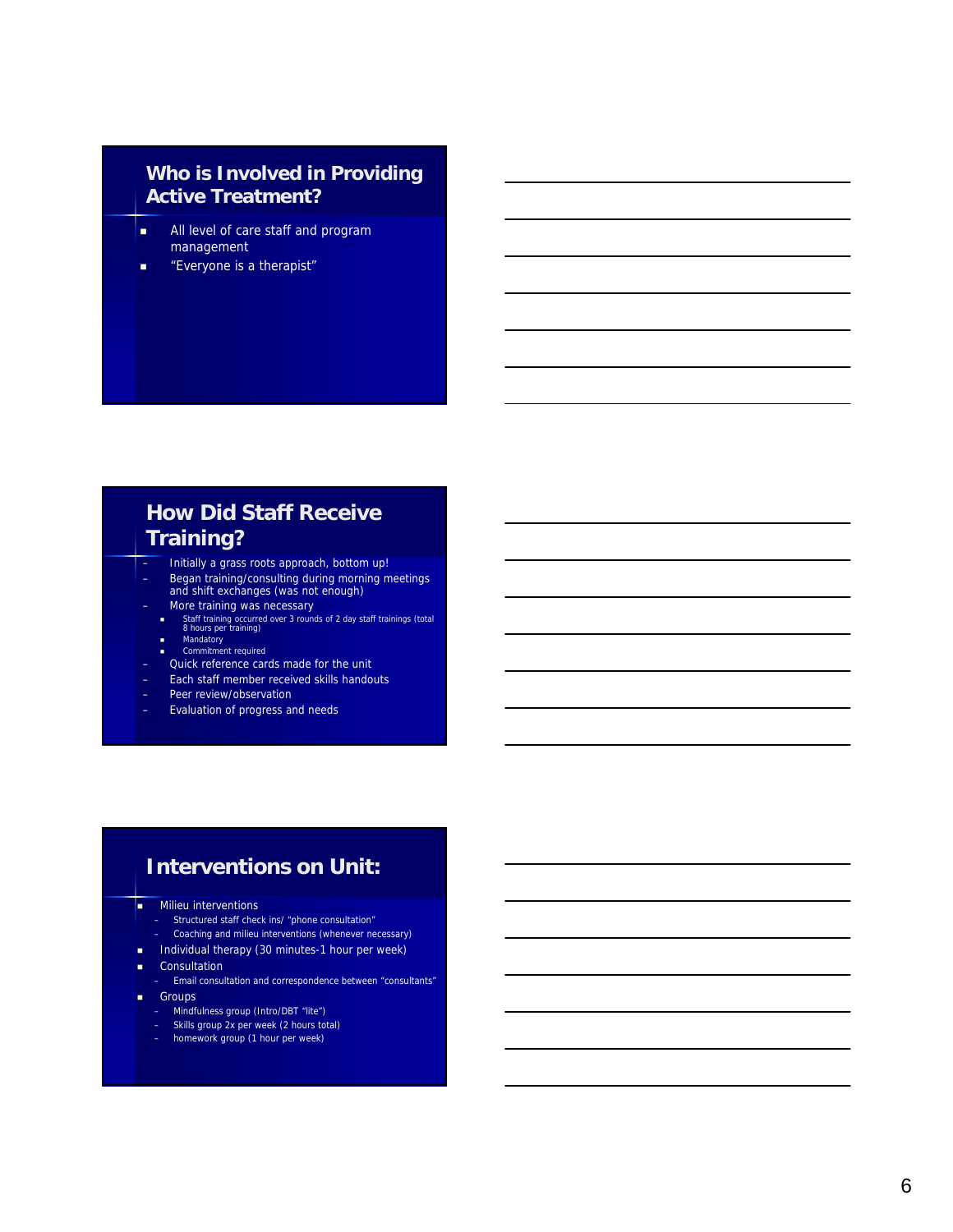## Who is Involved in Providing Active Treatment?

- All level of care staff and program management
- "Everyone is a therapist"

## How Did Staff Receive Training?

- Initially a grass roots approach, bottom up!
- Began training/consulting during morning meetings and shift exchanges (was not enough)
- More training was necessary
  - Staff training occurred over 3 rounds of 2 day staff trainings (total 8 hours per training)
  - Mandatory
  - Commitment required
- Quick reference cards made for the unit
- Each staff member received skills handouts
- Peer review/observation
- Evaluation of progress and needs

## Interventions on Unit:

- Milieu interventions
  - Structured staff check ins/ "phone consultation"
  - Coaching and milieu interventions (whenever necessary)
- Individual therapy (30 minutes-1 hour per week)
- Consultation
  - Email consultation and correspondence between "consultants"
- Groups
  - Mindfulness group (Intro/DBT "lite")
  - Skills group 2x per week (2 hours total)
  - homework group (1 hour per week)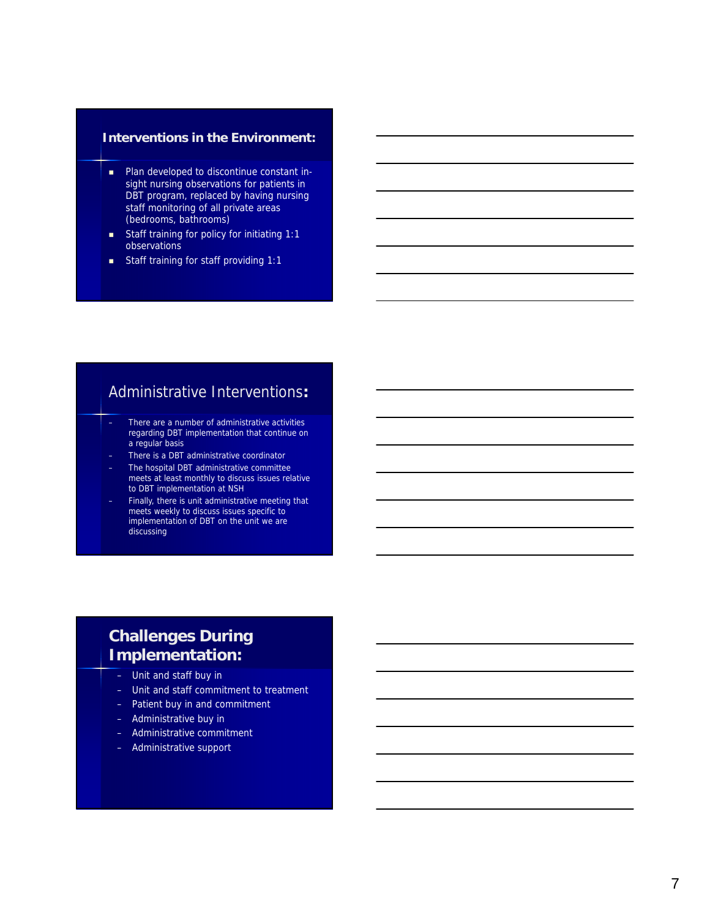## Interventions in the Environment:

- Plan developed to discontinue constant in-sight nursing observations for patients in DBT program, replaced by having nursing staff monitoring of all private areas (bedrooms, bathrooms)
- Staff training for policy for initiating 1:1 observations
- Staff training for staff providing 1:1

## Administrative Interventions:

- There are a number of administrative activities regarding DBT implementation that continue on a regular basis
- There is a DBT administrative coordinator
- The hospital DBT administrative committee meets at least monthly to discuss issues relative to DBT implementation at NSH
- Finally, there is unit administrative meeting that meets weekly to discuss issues specific to implementation of DBT on the unit we are discussing

## Challenges During Implementation:

- Unit and staff buy in
- Unit and staff commitment to treatment
- Patient buy in and commitment
- Administrative buy in
- Administrative commitment
- Administrative support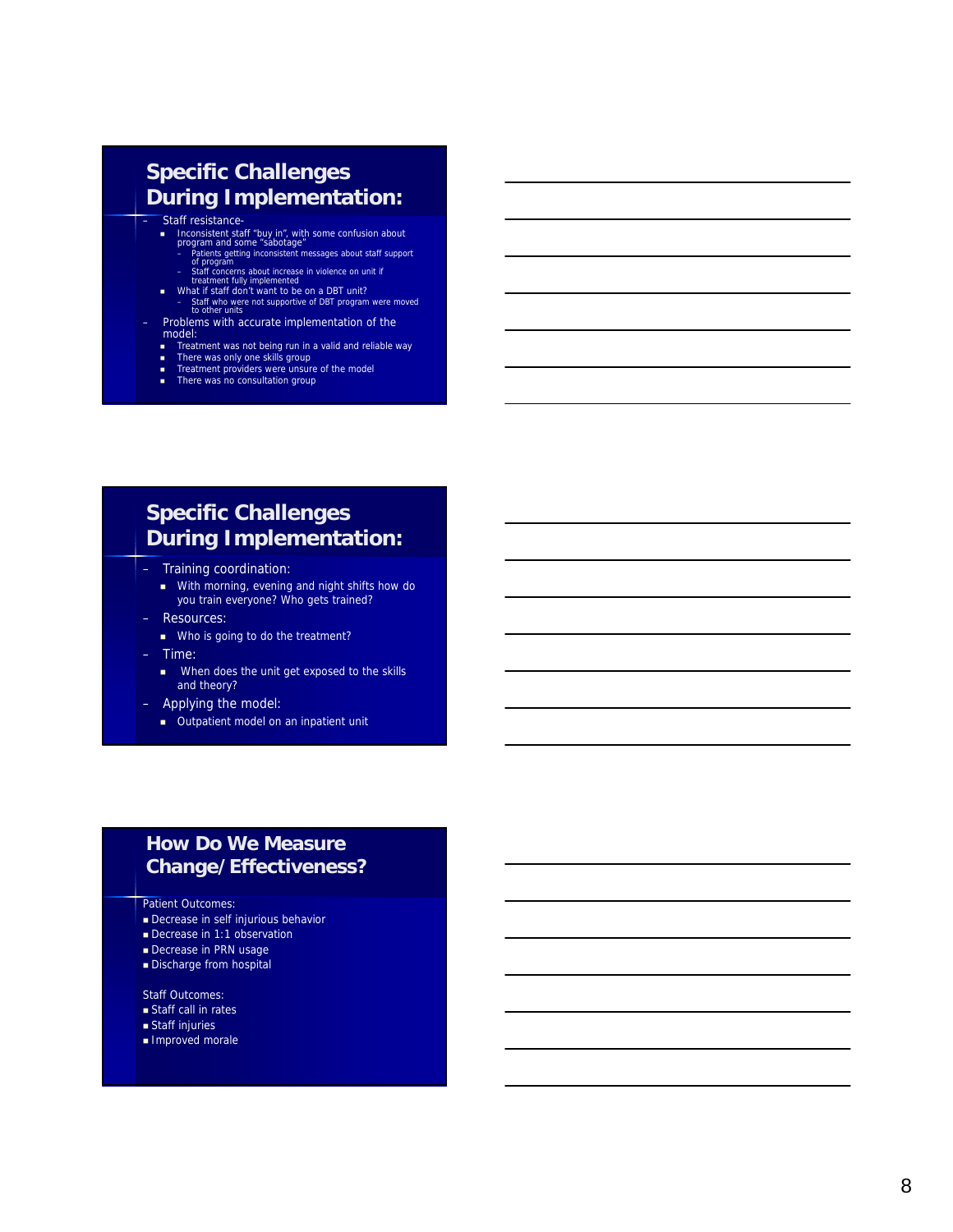## Specific Challenges During Implementation:

- Staff resistance-
  - Inconsistent staff "buy in", with some confusion about program and some "sabotage"
    - Patients getting inconsistent messages about staff support of program
    - Staff concerns about increase in violence on unit if treatment fully implemented
  - What if staff don't want to be on a DBT unit?
    - Staff who were not supportive of DBT program were moved to other units
- Problems with accurate implementation of the model:
  - Treatment was not being run in a valid and reliable way
  - There was only one skills group
  - Treatment providers were unsure of the model
  - There was no consultation group

## Specific Challenges During Implementation:

- Training coordination:
  - With morning, evening and night shifts how do you train everyone? Who gets trained?
- Resources:
  - Who is going to do the treatment?
- Time:
  - When does the unit get exposed to the skills and theory?
- Applying the model:
  - Outpatient model on an inpatient unit

## How Do We Measure Change/Effectiveness?

Patient Outcomes:

- Decrease in self injurious behavior
- Decrease in 1:1 observation
- Decrease in PRN usage
- Discharge from hospital

Staff Outcomes:

- Staff call in rates
- Staff injuries
- Improved morale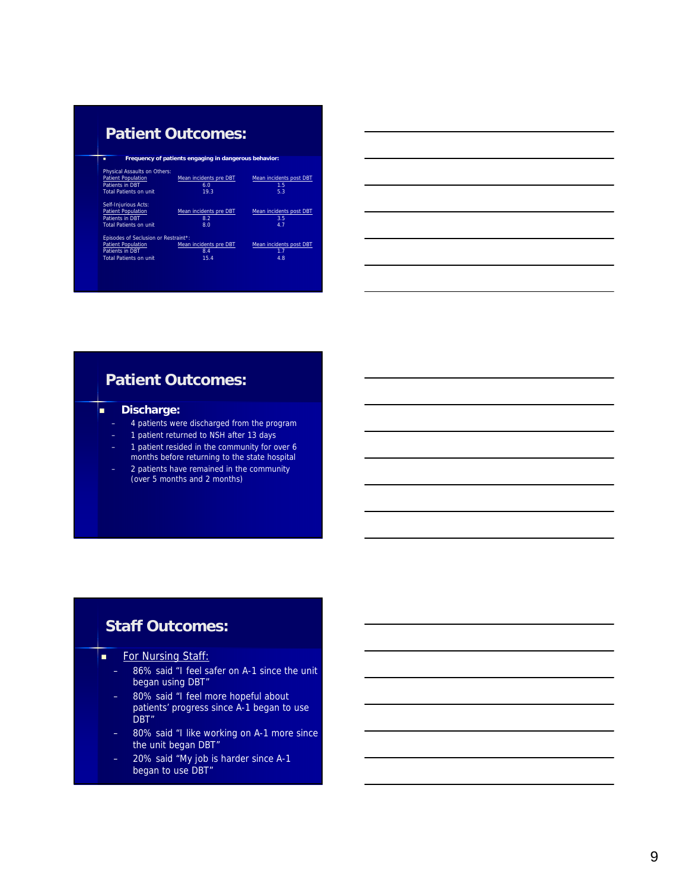## Patient Outcomes:

- **Frequency of patients engaging in dangerous behavior:**

Physical Assaults on Others:

| Patient Population | Mean incidents pre DBT | Mean incidents post DBT |
|---|---|---|
| Patients in DBT | 6.0 | 1.5 |
| Total Patients on unit | 19.3 | 5.3 |

Self-Injurious Acts:

| Patient Population | Mean incidents pre DBT | Mean incidents post DBT |
|---|---|---|
| Patients in DBT | 8.2 | 3.5 |
| Total Patients on unit | 8.0 | 4.7 |

Episodes of Seclusion or Restraint*:

| Patient Population | Mean incidents pre DBT | Mean incidents post DBT |
|---|---|---|
| Patients in DBT | 8.4 | 1.7 |
| Total Patients on unit | 15.4 | 4.8 |

## Patient Outcomes:

- **Discharge:**
  - 4 patients were discharged from the program
  - 1 patient returned to NSH after 13 days
  - 1 patient resided in the community for over 6 months before returning to the state hospital
  - 2 patients have remained in the community (over 5 months and 2 months)

## Staff Outcomes:

- For Nursing Staff:
  - 86% said "I feel safer on A-1 since the unit began using DBT"
  - 80% said "I feel more hopeful about patients' progress since A-1 began to use DBT"
  - 80% said "I like working on A-1 more since the unit began DBT"
  - 20% said "My job is harder since A-1 began to use DBT"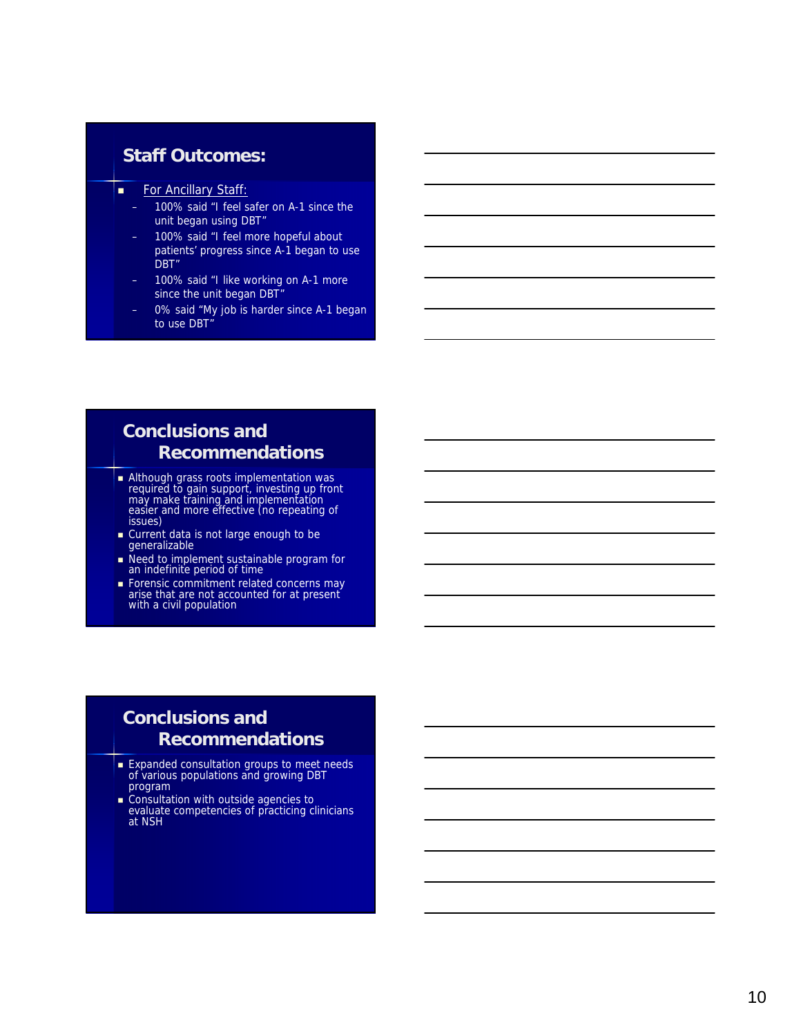## Staff Outcomes:

- For Ancillary Staff:
  - 100% said "I feel safer on A-1 since the unit began using DBT"
  - 100% said "I feel more hopeful about patients' progress since A-1 began to use DBT"
  - 100% said "I like working on A-1 more since the unit began DBT"
  - 0% said "My job is harder since A-1 began to use DBT"

## Conclusions and Recommendations

- Although grass roots implementation was required to gain support, investing up front may make training and implementation easier and more effective (no repeating of issues)
- Current data is not large enough to be generalizable
- Need to implement sustainable program for an indefinite period of time
- Forensic commitment related concerns may arise that are not accounted for at present with a civil population

## Conclusions and Recommendations

- Expanded consultation groups to meet needs of various populations and growing DBT program
- Consultation with outside agencies to evaluate competencies of practicing clinicians at NSH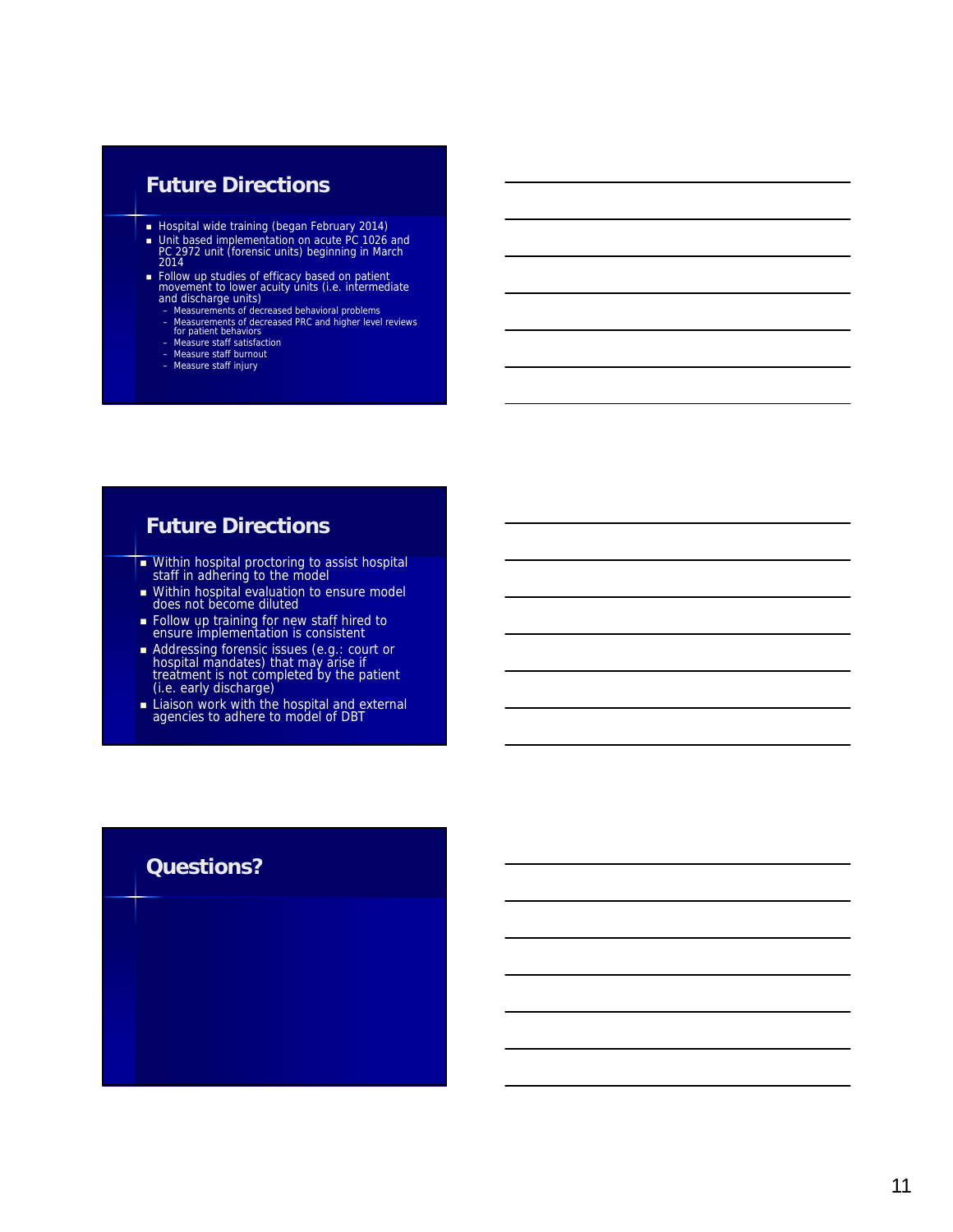## Future Directions

- Hospital wide training (began February 2014)
- Unit based implementation on acute PC 1026 and PC 2972 unit (forensic units) beginning in March 2014
- Follow up studies of efficacy based on patient movement to lower acuity units (i.e. intermediate and discharge units)
  - Measurements of decreased behavioral problems
  - Measurements of decreased PRC and higher level reviews for patient behaviors
  - Measure staff satisfaction
  - Measure staff burnout
  - Measure staff injury

## Future Directions

- Within hospital proctoring to assist hospital staff in adhering to the model
- Within hospital evaluation to ensure model does not become diluted
- Follow up training for new staff hired to ensure implementation is consistent
- Addressing forensic issues (e.g.: court or hospital mandates) that may arise if treatment is not completed by the patient (i.e. early discharge)
- Liaison work with the hospital and external agencies to adhere to model of DBT

## Questions?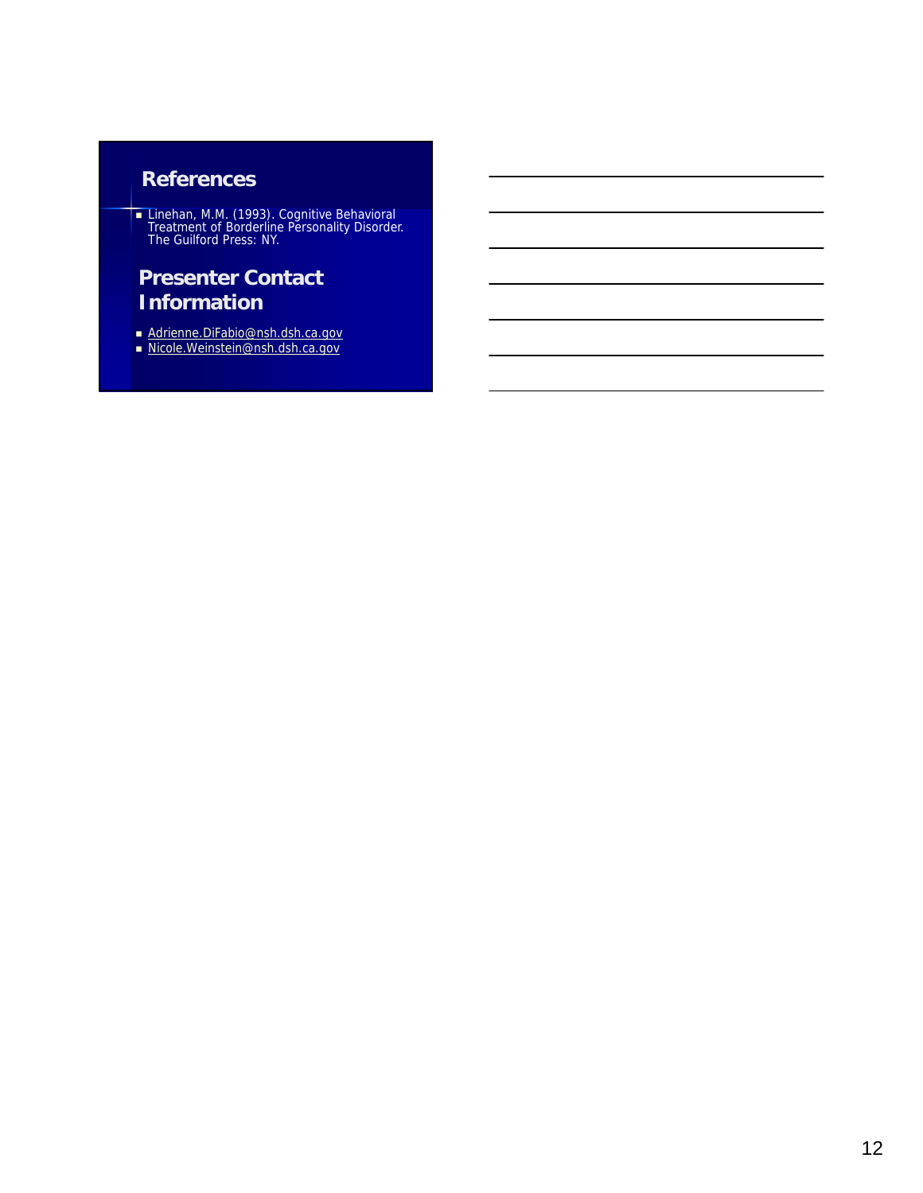## References

- Linehan, M.M. (1993). Cognitive Behavioral Treatment of Borderline Personality Disorder. The Guilford Press: NY.

## Presenter Contact Information

- Adrienne.DiFabio@nsh.dsh.ca.gov
- Nicole.Weinstein@nsh.dsh.ca.gov